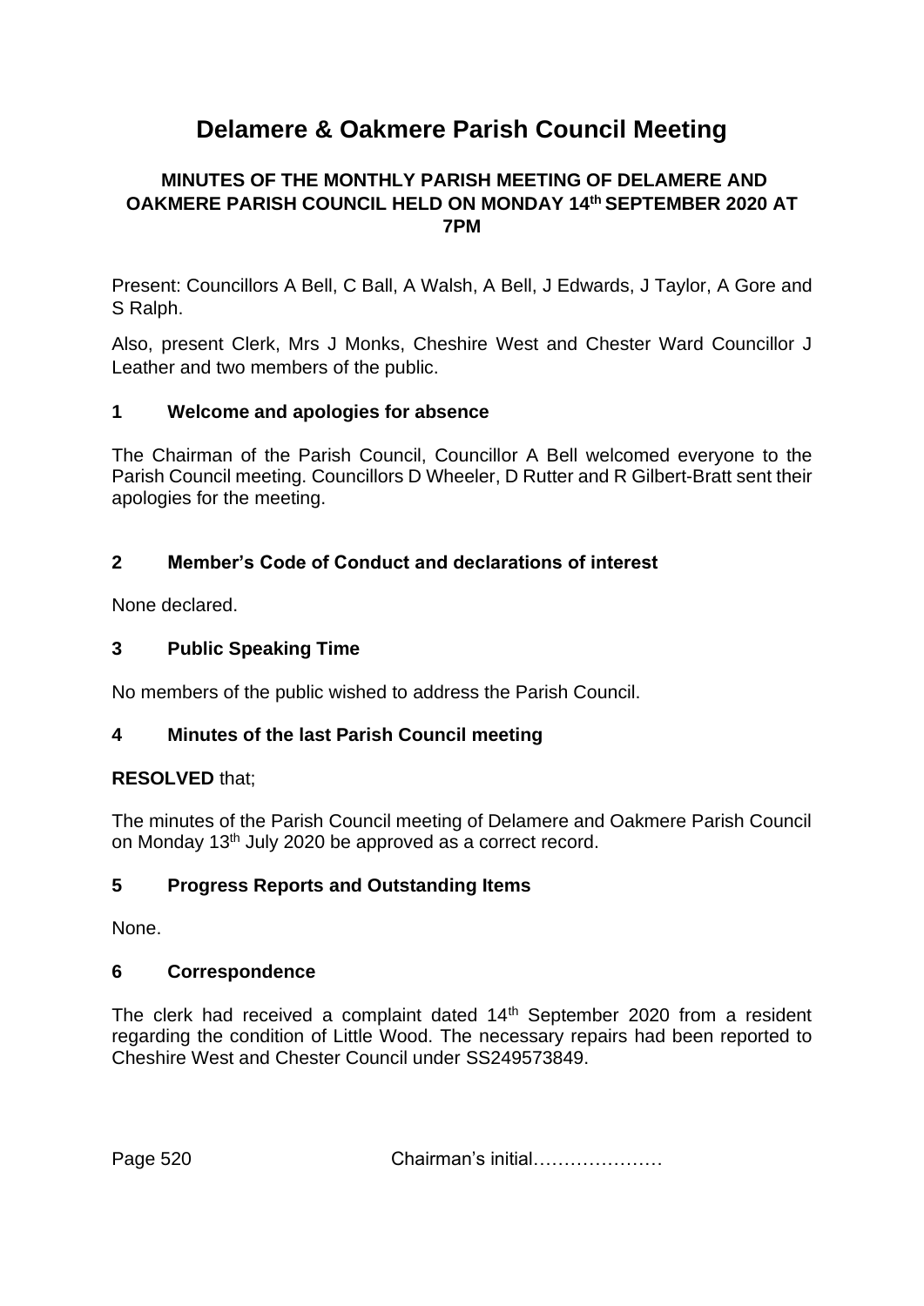# Delamere & Oakmere Parish Council Meeting

**MINUTES OF THE MONTHLY PARISH MEETING OF DELAMERE AND OAKMERE PARISH COUNCIL HELD ON MONDAY 14th SEPTEMBER 2020 AT 7PM**

Present: Councillors A Bell, C Ball, A Walsh, A Bell, J Edwards, J Taylor, A Gore and S Ralph.

Also, present Clerk, Mrs J Monks, Cheshire West and Chester Ward Councillor J Leather and two members of the public.

## 1 Welcome and apologies for absence

The Chairman of the Parish Council, Councillor A Bell welcomed everyone to the Parish Council meeting. Councillors D Wheeler, D Rutter and R Gilbert-Bratt sent their apologies for the meeting.

## 2 Member's Code of Conduct and declarations of interest

None declared.

## 3 Public Speaking Time

No members of the public wished to address the Parish Council.

## 4 Minutes of the last Parish Council meeting

**RESOLVED** that;

The minutes of the Parish Council meeting of Delamere and Oakmere Parish Council on Monday 13th July 2020 be approved as a correct record.

## 5 Progress Reports and Outstanding Items

None.

## 6 Correspondence

The clerk had received a complaint dated 14th September 2020 from a resident regarding the condition of Little Wood. The necessary repairs had been reported to Cheshire West and Chester Council under SS249573849.

Chairman's initial…………………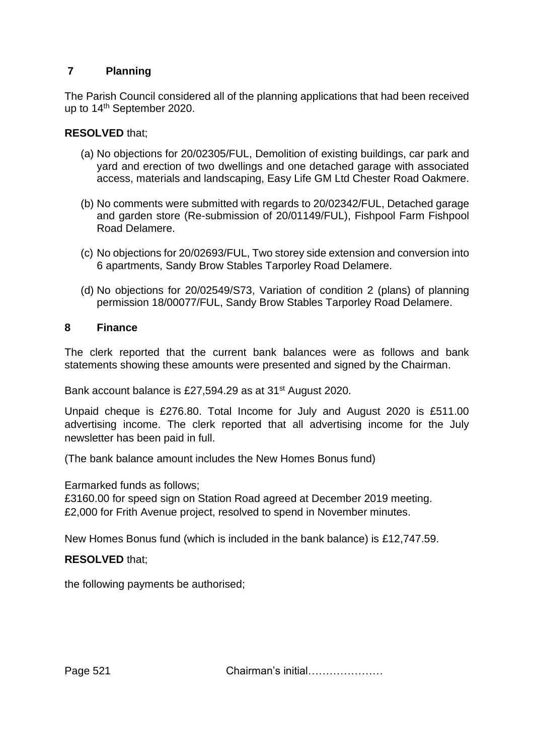## 7 Planning

The Parish Council considered all of the planning applications that had been received up to 14th September 2020.

**RESOLVED** that;

(a) No objections for 20/02305/FUL, Demolition of existing buildings, car park and yard and erection of two dwellings and one detached garage with associated access, materials and landscaping, Easy Life GM Ltd Chester Road Oakmere.

(b) No comments were submitted with regards to 20/02342/FUL, Detached garage and garden store (Re-submission of 20/01149/FUL), Fishpool Farm Fishpool Road Delamere.

(c) No objections for 20/02693/FUL, Two storey side extension and conversion into 6 apartments, Sandy Brow Stables Tarporley Road Delamere.

(d) No objections for 20/02549/S73, Variation of condition 2 (plans) of planning permission 18/00077/FUL, Sandy Brow Stables Tarporley Road Delamere.

## 8 Finance

The clerk reported that the current bank balances were as follows and bank statements showing these amounts were presented and signed by the Chairman.

Bank account balance is £27,594.29 as at 31st August 2020.

Unpaid cheque is £276.80. Total Income for July and August 2020 is £511.00 advertising income. The clerk reported that all advertising income for the July newsletter has been paid in full.

(The bank balance amount includes the New Homes Bonus fund)

Earmarked funds as follows;
£3160.00 for speed sign on Station Road agreed at December 2019 meeting.
£2,000 for Frith Avenue project, resolved to spend in November minutes.

New Homes Bonus fund (which is included in the bank balance) is £12,747.59.

**RESOLVED** that;

the following payments be authorised;

Chairman's initial…………………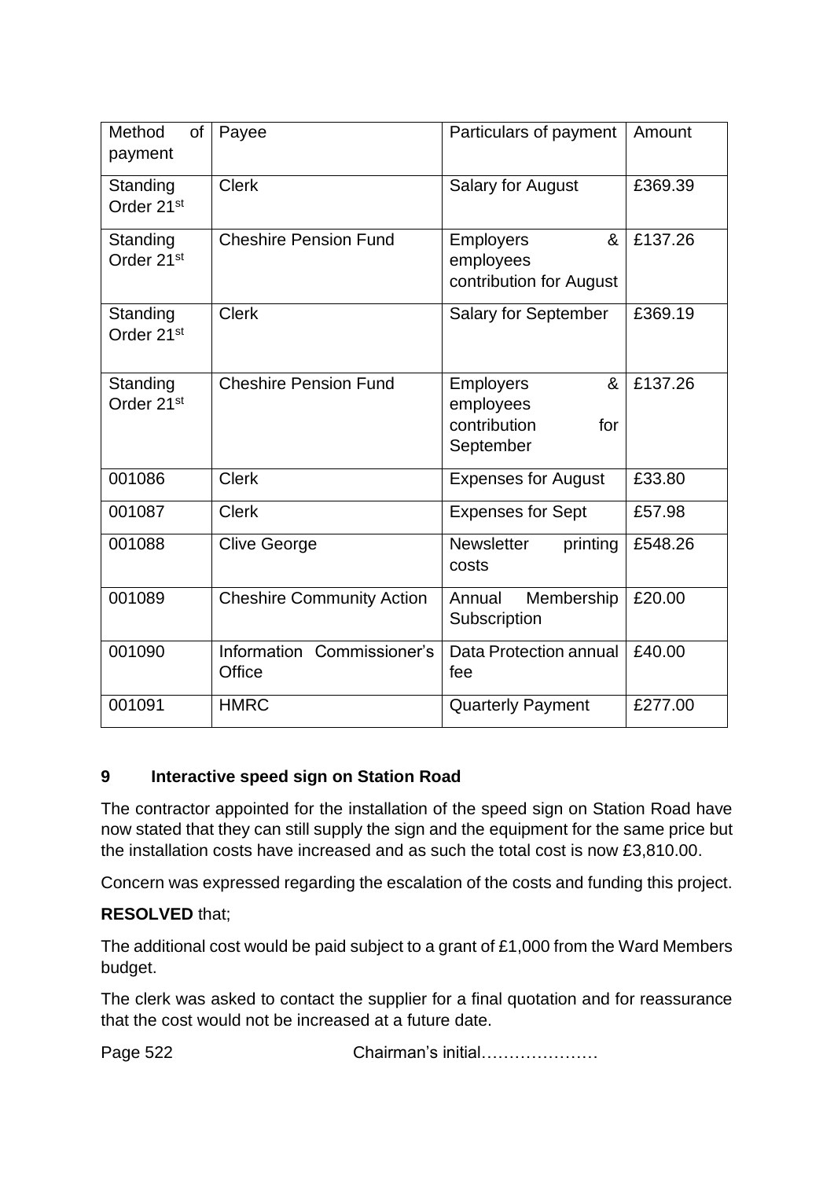| Method of payment | Payee | Particulars of payment | Amount |
|---|---|---|---|
| Standing Order 21st | Clerk | Salary for August | £369.39 |
| Standing Order 21st | Cheshire Pension Fund | Employers & employees contribution for August | £137.26 |
| Standing Order 21st | Clerk | Salary for September | £369.19 |
| Standing Order 21st | Cheshire Pension Fund | Employers & employees contribution for September | £137.26 |
| 001086 | Clerk | Expenses for August | £33.80 |
| 001087 | Clerk | Expenses for Sept | £57.98 |
| 001088 | Clive George | Newsletter printing costs | £548.26 |
| 001089 | Cheshire Community Action | Annual Membership Subscription | £20.00 |
| 001090 | Information Commissioner's Office | Data Protection annual fee | £40.00 |
| 001091 | HMRC | Quarterly Payment | £277.00 |

## 9 Interactive speed sign on Station Road

The contractor appointed for the installation of the speed sign on Station Road have now stated that they can still supply the sign and the equipment for the same price but the installation costs have increased and as such the total cost is now £3,810.00.

Concern was expressed regarding the escalation of the costs and funding this project.

**RESOLVED** that;

The additional cost would be paid subject to a grant of £1,000 from the Ward Members budget.

The clerk was asked to contact the supplier for a final quotation and for reassurance that the cost would not be increased at a future date.

Chairman's initial…………………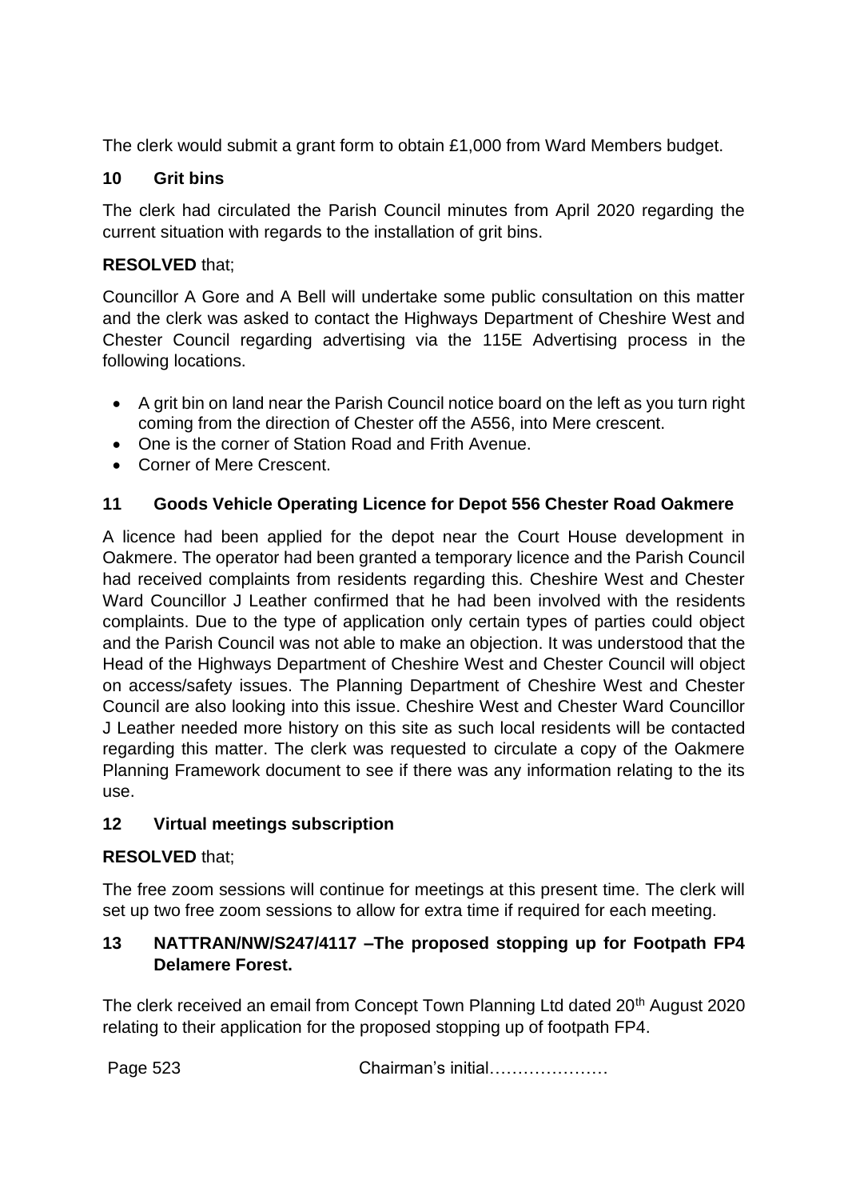The clerk would submit a grant form to obtain £1,000 from Ward Members budget.

## 10 Grit bins

The clerk had circulated the Parish Council minutes from April 2020 regarding the current situation with regards to the installation of grit bins.

**RESOLVED** that;

Councillor A Gore and A Bell will undertake some public consultation on this matter and the clerk was asked to contact the Highways Department of Cheshire West and Chester Council regarding advertising via the 115E Advertising process in the following locations.

- A grit bin on land near the Parish Council notice board on the left as you turn right coming from the direction of Chester off the A556, into Mere crescent.
- One is the corner of Station Road and Frith Avenue.
- Corner of Mere Crescent.

## 11 Goods Vehicle Operating Licence for Depot 556 Chester Road Oakmere

A licence had been applied for the depot near the Court House development in Oakmere. The operator had been granted a temporary licence and the Parish Council had received complaints from residents regarding this. Cheshire West and Chester Ward Councillor J Leather confirmed that he had been involved with the residents complaints. Due to the type of application only certain types of parties could object and the Parish Council was not able to make an objection. It was understood that the Head of the Highways Department of Cheshire West and Chester Council will object on access/safety issues. The Planning Department of Cheshire West and Chester Council are also looking into this issue. Cheshire West and Chester Ward Councillor J Leather needed more history on this site as such local residents will be contacted regarding this matter. The clerk was requested to circulate a copy of the Oakmere Planning Framework document to see if there was any information relating to the its use.

## 12 Virtual meetings subscription

**RESOLVED** that;

The free zoom sessions will continue for meetings at this present time. The clerk will set up two free zoom sessions to allow for extra time if required for each meeting.

## 13 NATTRAN/NW/S247/4117 –The proposed stopping up for Footpath FP4 Delamere Forest.

The clerk received an email from Concept Town Planning Ltd dated 20th August 2020 relating to their application for the proposed stopping up of footpath FP4.

Chairman's initial…………………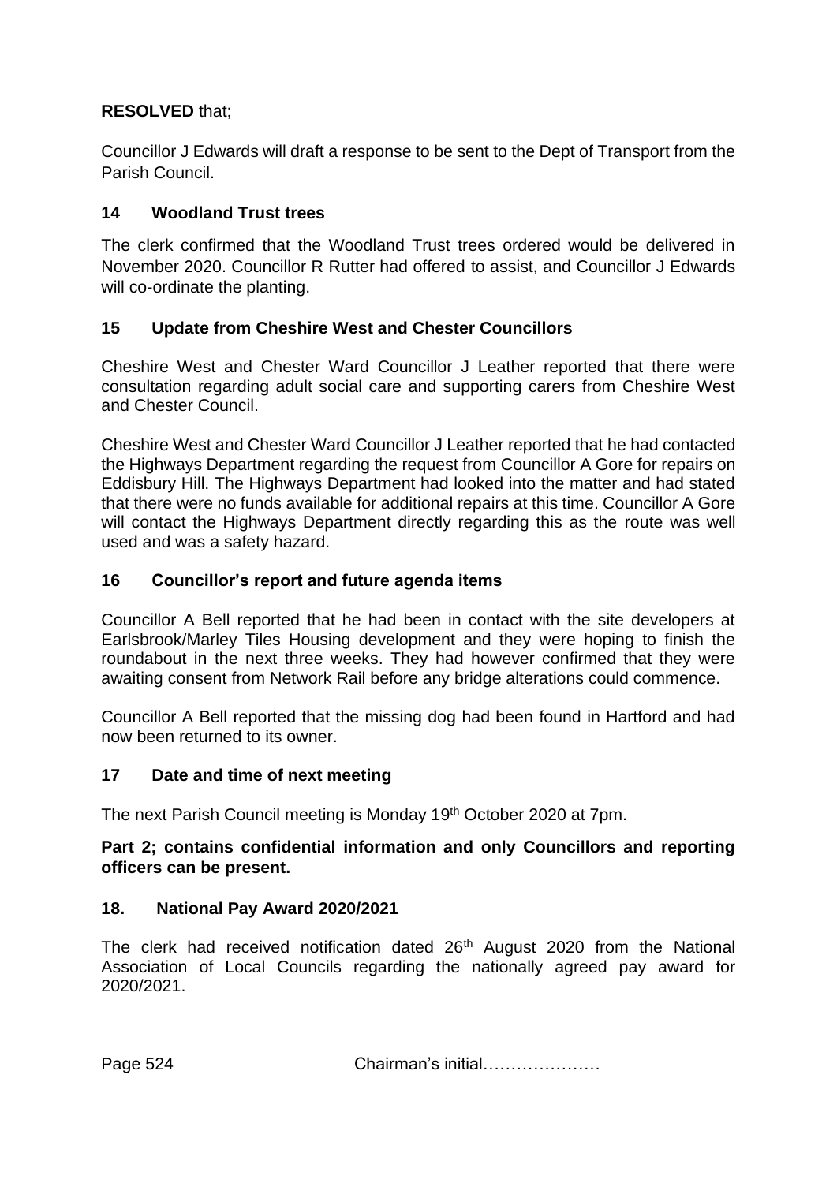**RESOLVED** that;

Councillor J Edwards will draft a response to be sent to the Dept of Transport from the Parish Council.

## 14 Woodland Trust trees

The clerk confirmed that the Woodland Trust trees ordered would be delivered in November 2020. Councillor R Rutter had offered to assist, and Councillor J Edwards will co-ordinate the planting.

## 15 Update from Cheshire West and Chester Councillors

Cheshire West and Chester Ward Councillor J Leather reported that there were consultation regarding adult social care and supporting carers from Cheshire West and Chester Council.

Cheshire West and Chester Ward Councillor J Leather reported that he had contacted the Highways Department regarding the request from Councillor A Gore for repairs on Eddisbury Hill. The Highways Department had looked into the matter and had stated that there were no funds available for additional repairs at this time. Councillor A Gore will contact the Highways Department directly regarding this as the route was well used and was a safety hazard.

## 16 Councillor's report and future agenda items

Councillor A Bell reported that he had been in contact with the site developers at Earlsbrook/Marley Tiles Housing development and they were hoping to finish the roundabout in the next three weeks. They had however confirmed that they were awaiting consent from Network Rail before any bridge alterations could commence.

Councillor A Bell reported that the missing dog had been found in Hartford and had now been returned to its owner.

## 17 Date and time of next meeting

The next Parish Council meeting is Monday 19th October 2020 at 7pm.

**Part 2; contains confidential information and only Councillors and reporting officers can be present.**

## 18. National Pay Award 2020/2021

The clerk had received notification dated 26th August 2020 from the National Association of Local Councils regarding the nationally agreed pay award for 2020/2021.

Page 524 Chairman's initial…………………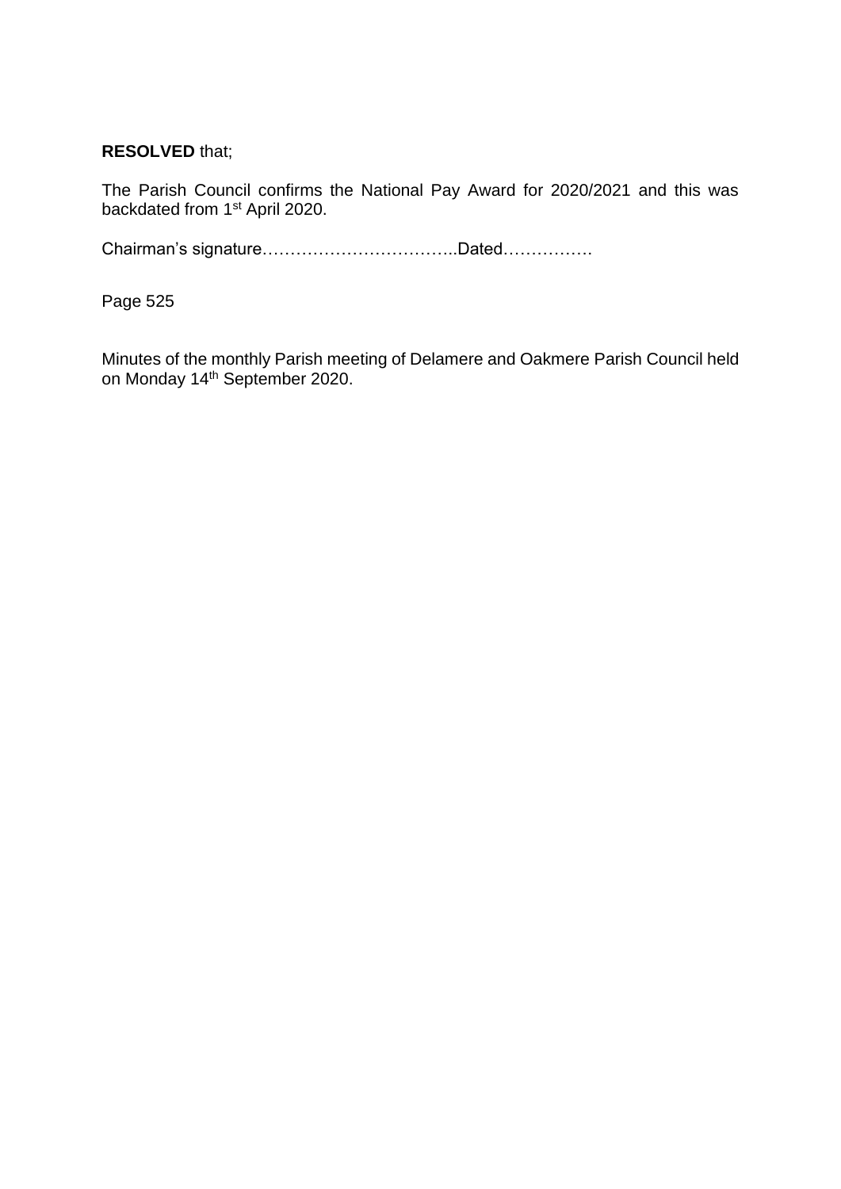**RESOLVED** that;

The Parish Council confirms the National Pay Award for 2020/2021 and this was backdated from 1st April 2020.

Chairman's signature……………………………..Dated…………….